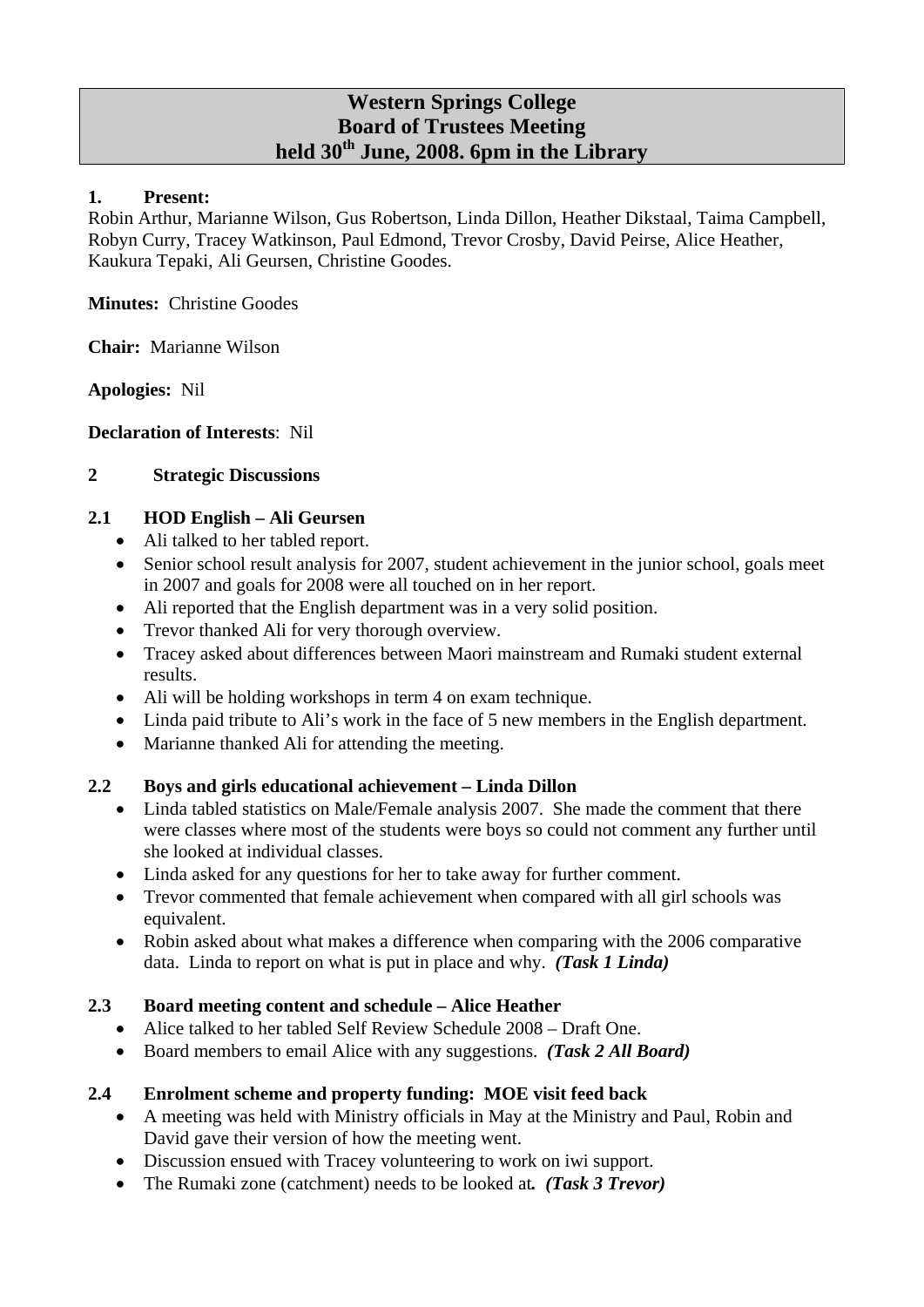# Western Springs College
# Board of Trustees Meeting
# held 30th June, 2008. 6pm in the Library

**1. Present:**
Robin Arthur, Marianne Wilson, Gus Robertson, Linda Dillon, Heather Dikstaal, Taima Campbell, Robyn Curry, Tracey Watkinson, Paul Edmond, Trevor Crosby, David Peirse, Alice Heather, Kaukura Tepaki, Ali Geursen, Christine Goodes.

**Minutes:** Christine Goodes

**Chair:** Marianne Wilson

**Apologies:** Nil

**Declaration of Interests**: Nil

**2 Strategic Discussions**

**2.1 HOD English – Ali Geursen**

- Ali talked to her tabled report.
- Senior school result analysis for 2007, student achievement in the junior school, goals meet in 2007 and goals for 2008 were all touched on in her report.
- Ali reported that the English department was in a very solid position.
- Trevor thanked Ali for very thorough overview.
- Tracey asked about differences between Maori mainstream and Rumaki student external results.
- Ali will be holding workshops in term 4 on exam technique.
- Linda paid tribute to Ali's work in the face of 5 new members in the English department.
- Marianne thanked Ali for attending the meeting.

**2.2 Boys and girls educational achievement – Linda Dillon**

- Linda tabled statistics on Male/Female analysis 2007. She made the comment that there were classes where most of the students were boys so could not comment any further until she looked at individual classes.
- Linda asked for any questions for her to take away for further comment.
- Trevor commented that female achievement when compared with all girl schools was equivalent.
- Robin asked about what makes a difference when comparing with the 2006 comparative data. Linda to report on what is put in place and why. ***(Task 1 Linda)***

**2.3 Board meeting content and schedule – Alice Heather**

- Alice talked to her tabled Self Review Schedule 2008 – Draft One.
- Board members to email Alice with any suggestions. ***(Task 2 All Board)***

**2.4 Enrolment scheme and property funding: MOE visit feed back**

- A meeting was held with Ministry officials in May at the Ministry and Paul, Robin and David gave their version of how the meeting went.
- Discussion ensued with Tracey volunteering to work on iwi support.
- The Rumaki zone (catchment) needs to be looked at***.*** ***(Task 3 Trevor)***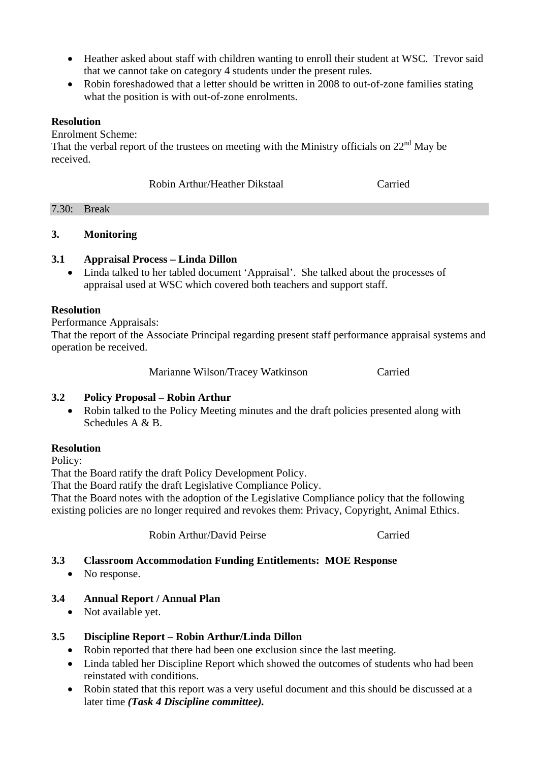- Heather asked about staff with children wanting to enroll their student at WSC. Trevor said that we cannot take on category 4 students under the present rules.
- Robin foreshadowed that a letter should be written in 2008 to out-of-zone families stating what the position is with out-of-zone enrolments.

**Resolution**

Enrolment Scheme:

That the verbal report of the trustees on meeting with the Ministry officials on 22nd May be received.

Robin Arthur/Heather Dikstaal Carried

7.30: Break

### 3. Monitoring

#### 3.1 Appraisal Process – Linda Dillon

- Linda talked to her tabled document 'Appraisal'. She talked about the processes of appraisal used at WSC which covered both teachers and support staff.

**Resolution**

Performance Appraisals:

That the report of the Associate Principal regarding present staff performance appraisal systems and operation be received.

Marianne Wilson/Tracey Watkinson Carried

#### 3.2 Policy Proposal – Robin Arthur

- Robin talked to the Policy Meeting minutes and the draft policies presented along with Schedules A & B.

**Resolution**

Policy:

That the Board ratify the draft Policy Development Policy.

That the Board ratify the draft Legislative Compliance Policy.

That the Board notes with the adoption of the Legislative Compliance policy that the following existing policies are no longer required and revokes them: Privacy, Copyright, Animal Ethics.

Robin Arthur/David Peirse Carried

#### 3.3 Classroom Accommodation Funding Entitlements: MOE Response

- No response.

#### 3.4 Annual Report / Annual Plan

- Not available yet.

#### 3.5 Discipline Report – Robin Arthur/Linda Dillon

- Robin reported that there had been one exclusion since the last meeting.
- Linda tabled her Discipline Report which showed the outcomes of students who had been reinstated with conditions.
- Robin stated that this report was a very useful document and this should be discussed at a later time ***(Task 4 Discipline committee).***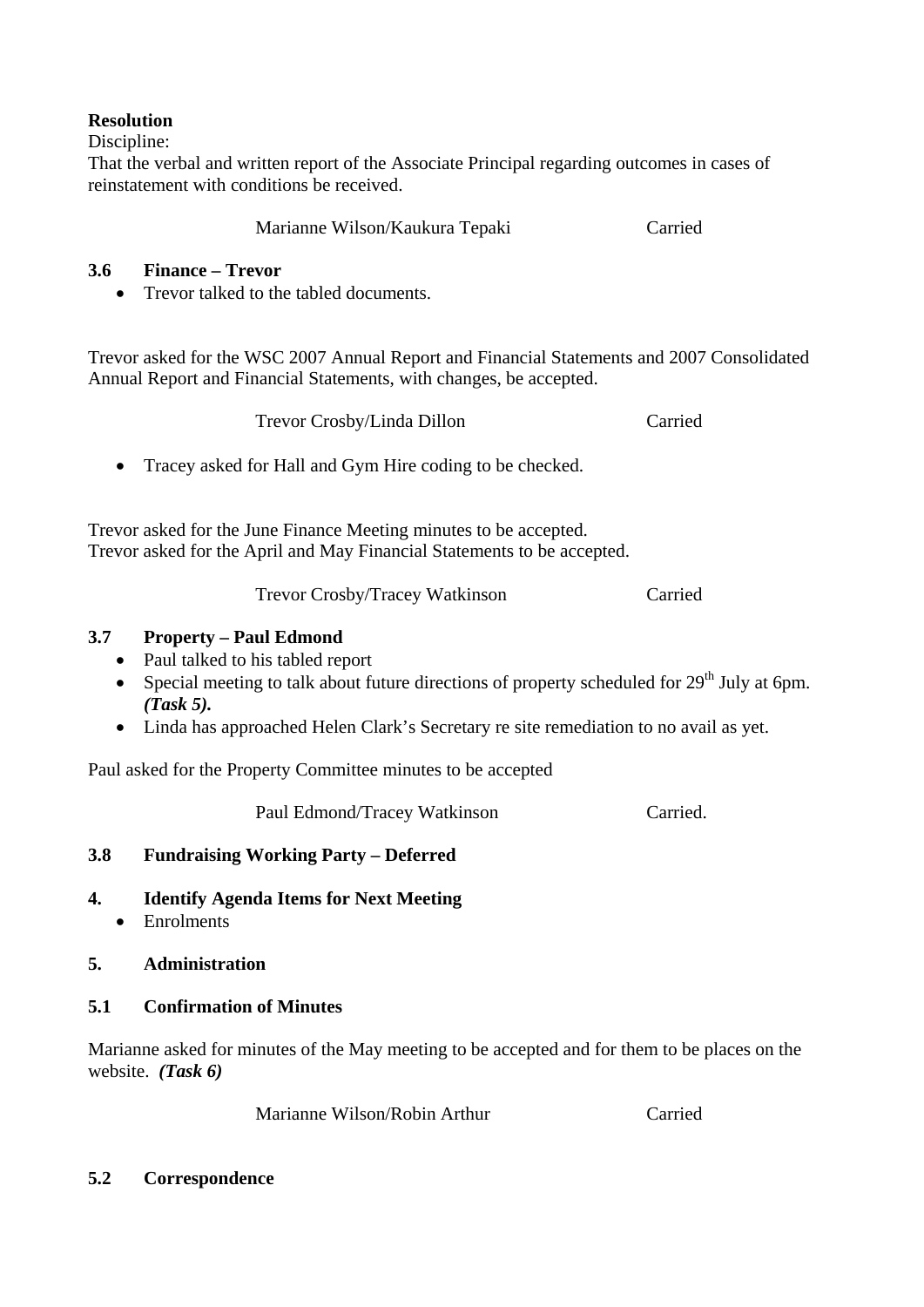**Resolution**
Discipline:
That the verbal and written report of the Associate Principal regarding outcomes in cases of reinstatement with conditions be received.

Marianne Wilson/Kaukura Tepaki Carried

### 3.6 Finance – Trevor

- Trevor talked to the tabled documents.

Trevor asked for the WSC 2007 Annual Report and Financial Statements and 2007 Consolidated Annual Report and Financial Statements, with changes, be accepted.

Trevor Crosby/Linda Dillon Carried

- Tracey asked for Hall and Gym Hire coding to be checked.

Trevor asked for the June Finance Meeting minutes to be accepted.
Trevor asked for the April and May Financial Statements to be accepted.

Trevor Crosby/Tracey Watkinson Carried

### 3.7 Property – Paul Edmond

- Paul talked to his tabled report
- Special meeting to talk about future directions of property scheduled for 29th July at 6pm. ***(Task 5).***
- Linda has approached Helen Clark's Secretary re site remediation to no avail as yet.

Paul asked for the Property Committee minutes to be accepted

Paul Edmond/Tracey Watkinson Carried.

### 3.8 Fundraising Working Party – Deferred

## 4. Identify Agenda Items for Next Meeting

- Enrolments

## 5. Administration

### 5.1 Confirmation of Minutes

Marianne asked for minutes of the May meeting to be accepted and for them to be places on the website. ***(Task 6)***

Marianne Wilson/Robin Arthur Carried

### 5.2 Correspondence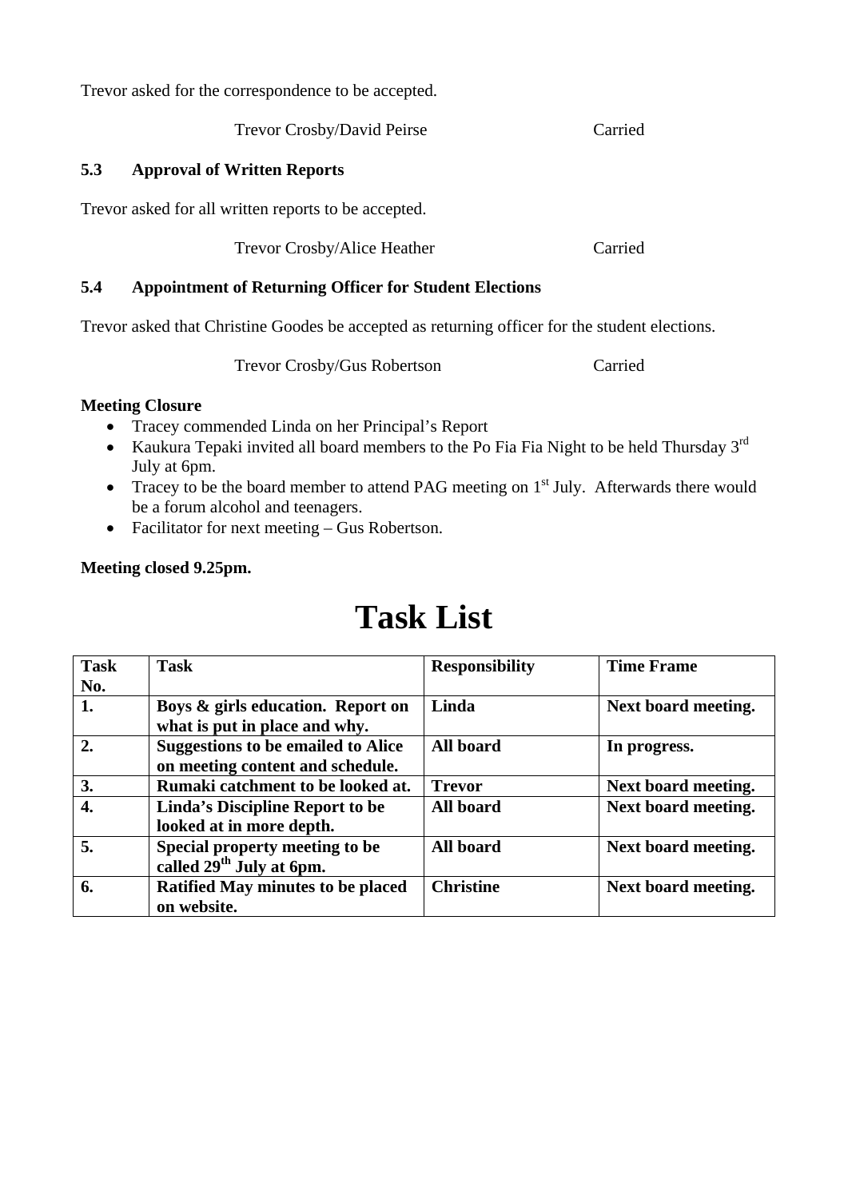Trevor asked for the correspondence to be accepted.

Trevor Crosby/David Peirse Carried

### 5.3 Approval of Written Reports

Trevor asked for all written reports to be accepted.

Trevor Crosby/Alice Heather Carried

### 5.4 Appointment of Returning Officer for Student Elections

Trevor asked that Christine Goodes be accepted as returning officer for the student elections.

Trevor Crosby/Gus Robertson Carried

**Meeting Closure**

- Tracey commended Linda on her Principal's Report
- Kaukura Tepaki invited all board members to the Po Fia Fia Night to be held Thursday 3rd July at 6pm.
- Tracey to be the board member to attend PAG meeting on 1st July. Afterwards there would be a forum alcohol and teenagers.
- Facilitator for next meeting – Gus Robertson.

**Meeting closed 9.25pm.**

# Task List

| Task No. | Task | Responsibility | Time Frame |
|---|---|---|---|
| **1.** | **Boys & girls education. Report on what is put in place and why.** | **Linda** | **Next board meeting.** |
| **2.** | **Suggestions to be emailed to Alice on meeting content and schedule.** | **All board** | **In progress.** |
| **3.** | **Rumaki catchment to be looked at.** | **Trevor** | **Next board meeting.** |
| **4.** | **Linda's Discipline Report to be looked at in more depth.** | **All board** | **Next board meeting.** |
| **5.** | **Special property meeting to be called 29th July at 6pm.** | **All board** | **Next board meeting.** |
| **6.** | **Ratified May minutes to be placed on website.** | **Christine** | **Next board meeting.** |